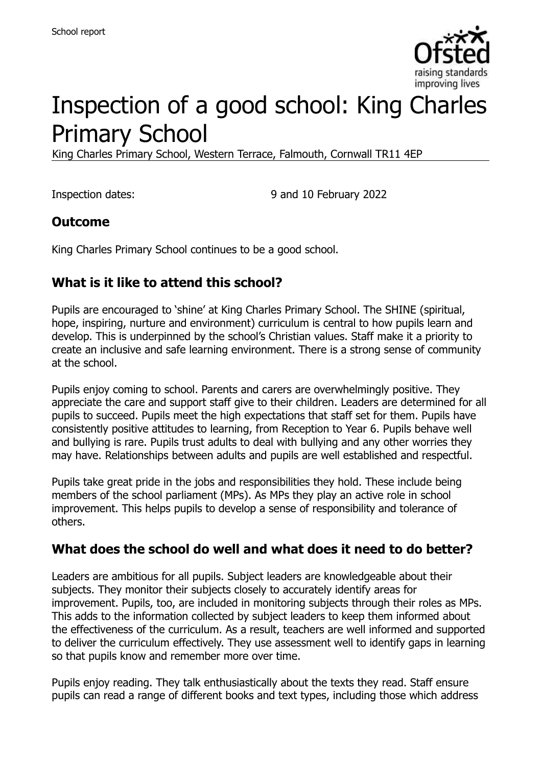School report

# Inspection of a good school: King Charles Primary School

King Charles Primary School, Western Terrace, Falmouth, Cornwall TR11 4EP

Inspection dates: 9 and 10 February 2022

## Outcome

King Charles Primary School continues to be a good school.

## What is it like to attend this school?

Pupils are encouraged to 'shine' at King Charles Primary School. The SHINE (spiritual, hope, inspiring, nurture and environment) curriculum is central to how pupils learn and develop. This is underpinned by the school's Christian values. Staff make it a priority to create an inclusive and safe learning environment. There is a strong sense of community at the school.

Pupils enjoy coming to school. Parents and carers are overwhelmingly positive. They appreciate the care and support staff give to their children. Leaders are determined for all pupils to succeed. Pupils meet the high expectations that staff set for them. Pupils have consistently positive attitudes to learning, from Reception to Year 6. Pupils behave well and bullying is rare. Pupils trust adults to deal with bullying and any other worries they may have. Relationships between adults and pupils are well established and respectful.

Pupils take great pride in the jobs and responsibilities they hold. These include being members of the school parliament (MPs). As MPs they play an active role in school improvement. This helps pupils to develop a sense of responsibility and tolerance of others.

## What does the school do well and what does it need to do better?

Leaders are ambitious for all pupils. Subject leaders are knowledgeable about their subjects. They monitor their subjects closely to accurately identify areas for improvement. Pupils, too, are included in monitoring subjects through their roles as MPs. This adds to the information collected by subject leaders to keep them informed about the effectiveness of the curriculum. As a result, teachers are well informed and supported to deliver the curriculum effectively. They use assessment well to identify gaps in learning so that pupils know and remember more over time.

Pupils enjoy reading. They talk enthusiastically about the texts they read. Staff ensure pupils can read a range of different books and text types, including those which address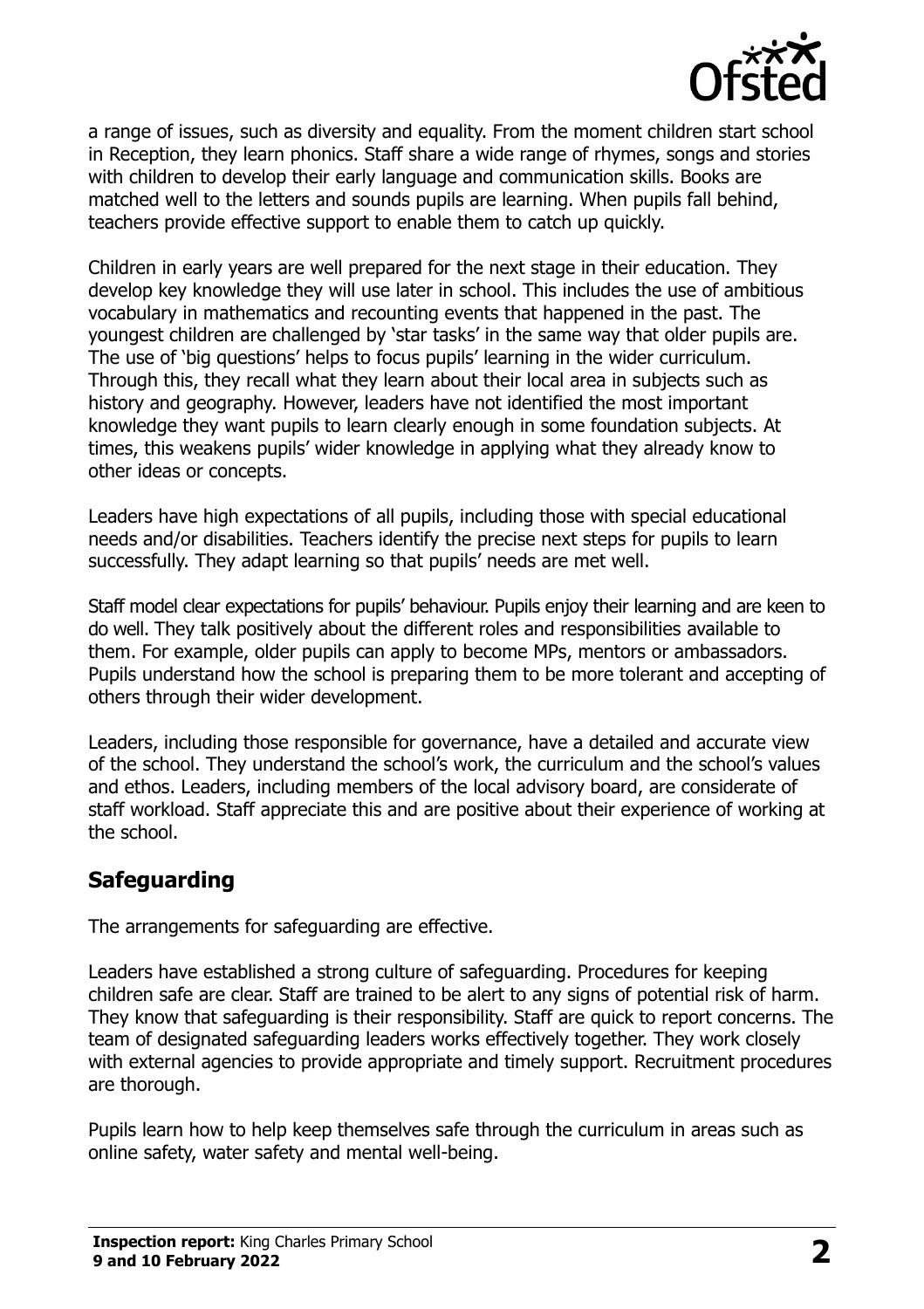a range of issues, such as diversity and equality. From the moment children start school in Reception, they learn phonics. Staff share a wide range of rhymes, songs and stories with children to develop their early language and communication skills. Books are matched well to the letters and sounds pupils are learning. When pupils fall behind, teachers provide effective support to enable them to catch up quickly.

Children in early years are well prepared for the next stage in their education. They develop key knowledge they will use later in school. This includes the use of ambitious vocabulary in mathematics and recounting events that happened in the past. The youngest children are challenged by 'star tasks' in the same way that older pupils are. The use of 'big questions' helps to focus pupils' learning in the wider curriculum. Through this, they recall what they learn about their local area in subjects such as history and geography. However, leaders have not identified the most important knowledge they want pupils to learn clearly enough in some foundation subjects. At times, this weakens pupils' wider knowledge in applying what they already know to other ideas or concepts.

Leaders have high expectations of all pupils, including those with special educational needs and/or disabilities. Teachers identify the precise next steps for pupils to learn successfully. They adapt learning so that pupils' needs are met well.

Staff model clear expectations for pupils' behaviour. Pupils enjoy their learning and are keen to do well. They talk positively about the different roles and responsibilities available to them. For example, older pupils can apply to become MPs, mentors or ambassadors. Pupils understand how the school is preparing them to be more tolerant and accepting of others through their wider development.

Leaders, including those responsible for governance, have a detailed and accurate view of the school. They understand the school's work, the curriculum and the school's values and ethos. Leaders, including members of the local advisory board, are considerate of staff workload. Staff appreciate this and are positive about their experience of working at the school.

## Safeguarding

The arrangements for safeguarding are effective.

Leaders have established a strong culture of safeguarding. Procedures for keeping children safe are clear. Staff are trained to be alert to any signs of potential risk of harm. They know that safeguarding is their responsibility. Staff are quick to report concerns. The team of designated safeguarding leaders works effectively together. They work closely with external agencies to provide appropriate and timely support. Recruitment procedures are thorough.

Pupils learn how to help keep themselves safe through the curriculum in areas such as online safety, water safety and mental well-being.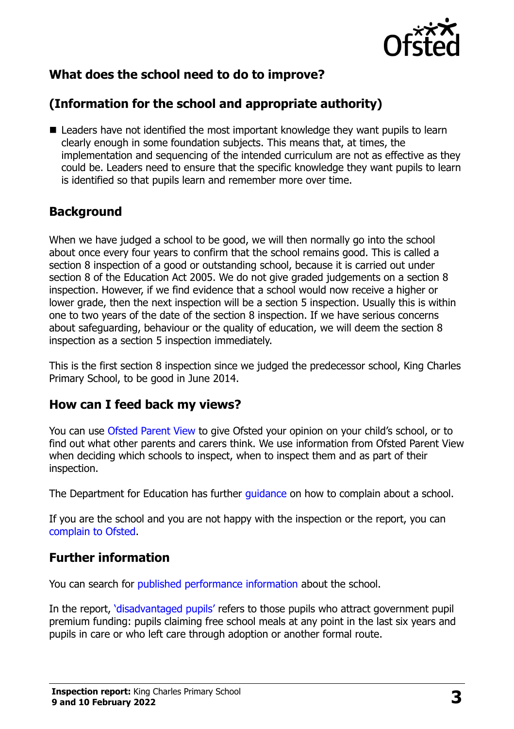## What does the school need to do to improve?

## (Information for the school and appropriate authority)

- Leaders have not identified the most important knowledge they want pupils to learn clearly enough in some foundation subjects. This means that, at times, the implementation and sequencing of the intended curriculum are not as effective as they could be. Leaders need to ensure that the specific knowledge they want pupils to learn is identified so that pupils learn and remember more over time.

## Background

When we have judged a school to be good, we will then normally go into the school about once every four years to confirm that the school remains good. This is called a section 8 inspection of a good or outstanding school, because it is carried out under section 8 of the Education Act 2005. We do not give graded judgements on a section 8 inspection. However, if we find evidence that a school would now receive a higher or lower grade, then the next inspection will be a section 5 inspection. Usually this is within one to two years of the date of the section 8 inspection. If we have serious concerns about safeguarding, behaviour or the quality of education, we will deem the section 8 inspection as a section 5 inspection immediately.

This is the first section 8 inspection since we judged the predecessor school, King Charles Primary School, to be good in June 2014.

## How can I feed back my views?

You can use Ofsted Parent View to give Ofsted your opinion on your child's school, or to find out what other parents and carers think. We use information from Ofsted Parent View when deciding which schools to inspect, when to inspect them and as part of their inspection.

The Department for Education has further guidance on how to complain about a school.

If you are the school and you are not happy with the inspection or the report, you can complain to Ofsted.

## Further information

You can search for published performance information about the school.

In the report, 'disadvantaged pupils' refers to those pupils who attract government pupil premium funding: pupils claiming free school meals at any point in the last six years and pupils in care or who left care through adoption or another formal route.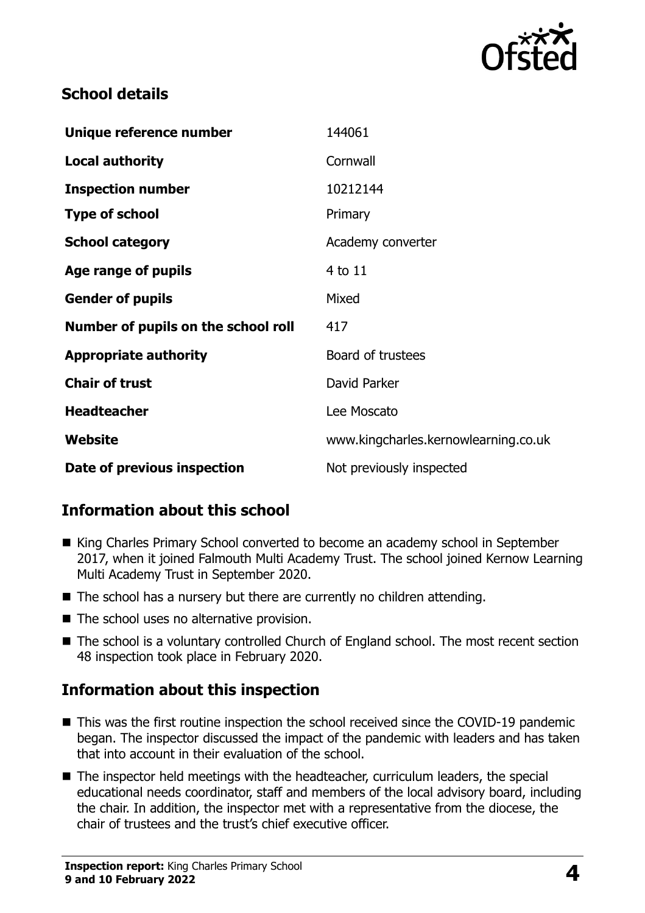## School details

| Unique reference number | 144061 |
| --- | --- |
| **Local authority** | Cornwall |
| **Inspection number** | 10212144 |
| **Type of school** | Primary |
| **School category** | Academy converter |
| **Age range of pupils** | 4 to 11 |
| **Gender of pupils** | Mixed |
| **Number of pupils on the school roll** | 417 |
| **Appropriate authority** | Board of trustees |
| **Chair of trust** | David Parker |
| **Headteacher** | Lee Moscato |
| **Website** | www.kingcharles.kernowlearning.co.uk |
| **Date of previous inspection** | Not previously inspected |

## Information about this school

- King Charles Primary School converted to become an academy school in September 2017, when it joined Falmouth Multi Academy Trust. The school joined Kernow Learning Multi Academy Trust in September 2020.
- The school has a nursery but there are currently no children attending.
- The school uses no alternative provision.
- The school is a voluntary controlled Church of England school. The most recent section 48 inspection took place in February 2020.

## Information about this inspection

- This was the first routine inspection the school received since the COVID-19 pandemic began. The inspector discussed the impact of the pandemic with leaders and has taken that into account in their evaluation of the school.
- The inspector held meetings with the headteacher, curriculum leaders, the special educational needs coordinator, staff and members of the local advisory board, including the chair. In addition, the inspector met with a representative from the diocese, the chair of trustees and the trust's chief executive officer.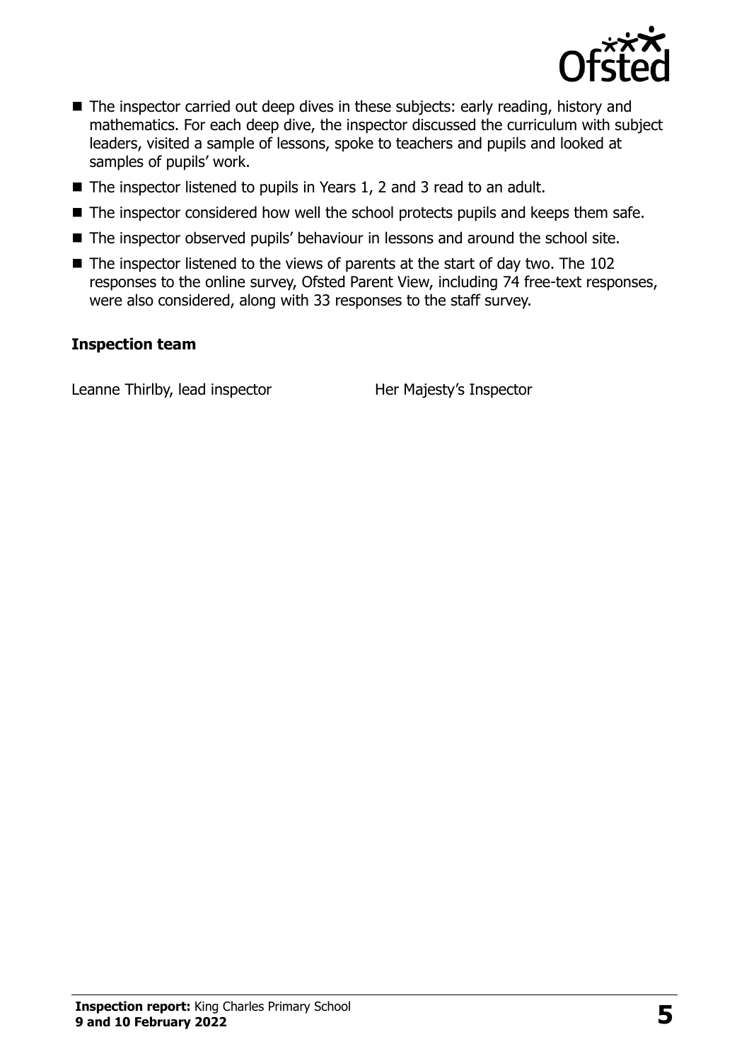- The inspector carried out deep dives in these subjects: early reading, history and mathematics. For each deep dive, the inspector discussed the curriculum with subject leaders, visited a sample of lessons, spoke to teachers and pupils and looked at samples of pupils' work.
- The inspector listened to pupils in Years 1, 2 and 3 read to an adult.
- The inspector considered how well the school protects pupils and keeps them safe.
- The inspector observed pupils' behaviour in lessons and around the school site.
- The inspector listened to the views of parents at the start of day two. The 102 responses to the online survey, Ofsted Parent View, including 74 free-text responses, were also considered, along with 33 responses to the staff survey.

### Inspection team

| | |
| --- | --- |
| Leanne Thirlby, lead inspector | Her Majesty's Inspector |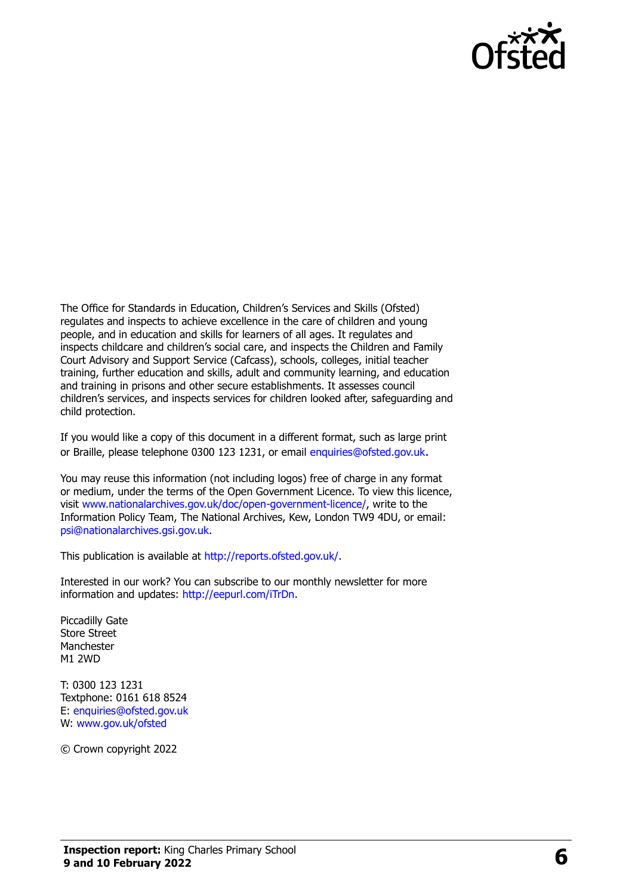The Office for Standards in Education, Children's Services and Skills (Ofsted) regulates and inspects to achieve excellence in the care of children and young people, and in education and skills for learners of all ages. It regulates and inspects childcare and children's social care, and inspects the Children and Family Court Advisory and Support Service (Cafcass), schools, colleges, initial teacher training, further education and skills, adult and community learning, and education and training in prisons and other secure establishments. It assesses council children's services, and inspects services for children looked after, safeguarding and child protection.

If you would like a copy of this document in a different format, such as large print or Braille, please telephone 0300 123 1231, or email enquiries@ofsted.gov.uk.

You may reuse this information (not including logos) free of charge in any format or medium, under the terms of the Open Government Licence. To view this licence, visit www.nationalarchives.gov.uk/doc/open-government-licence/, write to the Information Policy Team, The National Archives, Kew, London TW9 4DU, or email: psi@nationalarchives.gsi.gov.uk.

This publication is available at http://reports.ofsted.gov.uk/.

Interested in our work? You can subscribe to our monthly newsletter for more information and updates: http://eepurl.com/iTrDn.

Piccadilly Gate
Store Street
Manchester
M1 2WD

T: 0300 123 1231
Textphone: 0161 618 8524
E: enquiries@ofsted.gov.uk
W: www.gov.uk/ofsted

© Crown copyright 2022